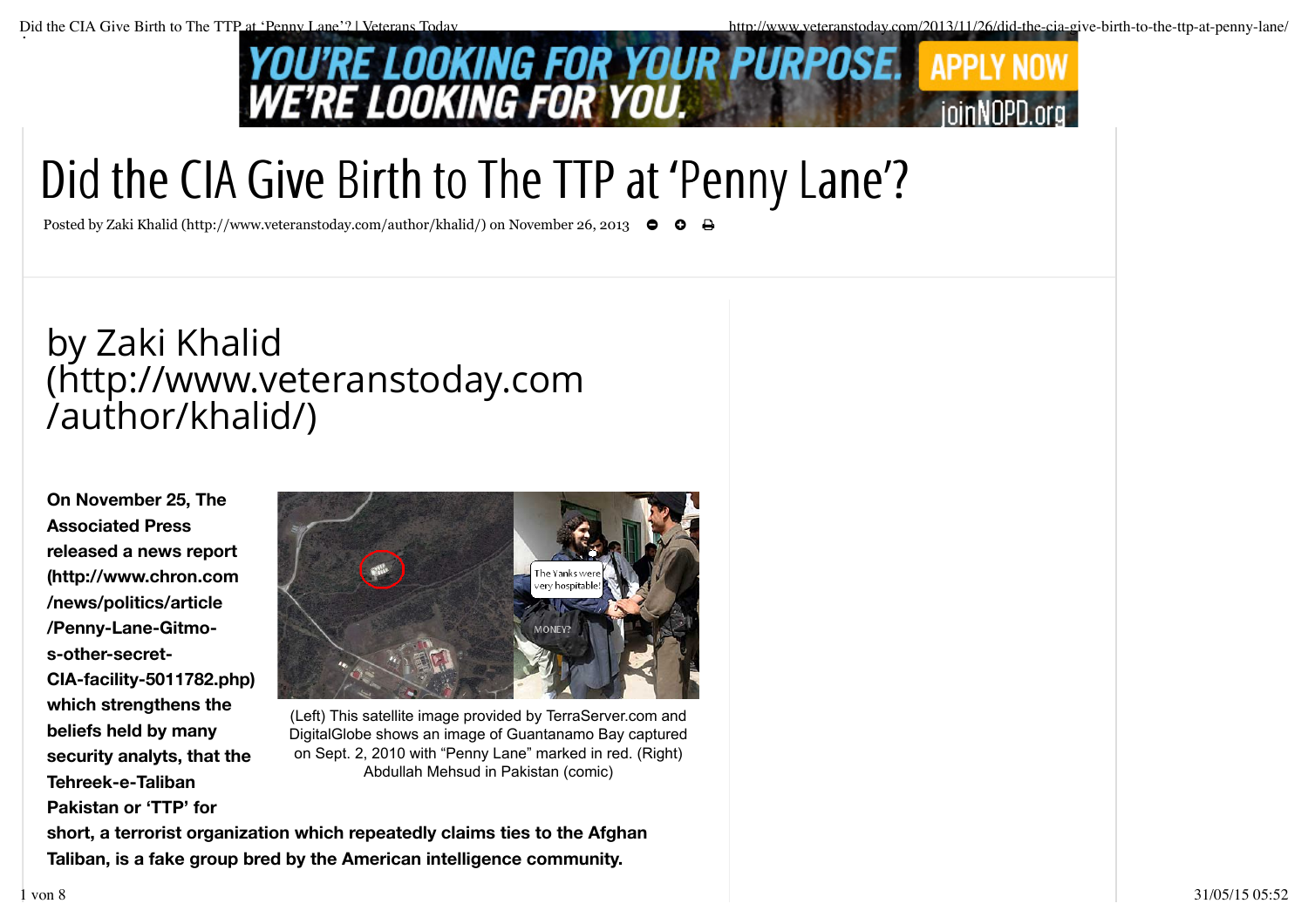# Did the CIA Give Birth to The TTP at 'Penny Lane'?

Posted by Zaki Khalid (http://www.veteranstoday.com/author/khalid/) on November 26, 2013

## by Zaki Khalid (http://www.veteranstoday.com/author/khalid/)

(Left) This satellite image provided by TerraServer.com and DigitalGlobe shows an image of Guantanamo Bay captured on Sept. 2, 2010 with "Penny Lane" marked in red. (Right) Abdullah Mehsud in Pakistan (comic)

**On November 25, The Associated Press released a news report (http://www.chron.com/news/politics/article/Penny-Lane-Gitmo-s-other-secret-CIA-facility-5011782.php) which strengthens the beliefs held by many security analyts, that the Tehreek-e-Taliban Pakistan or 'TTP' for short, a terrorist organization which repeatedly claims ties to the Afghan Taliban, is a fake group bred by the American intelligence community.**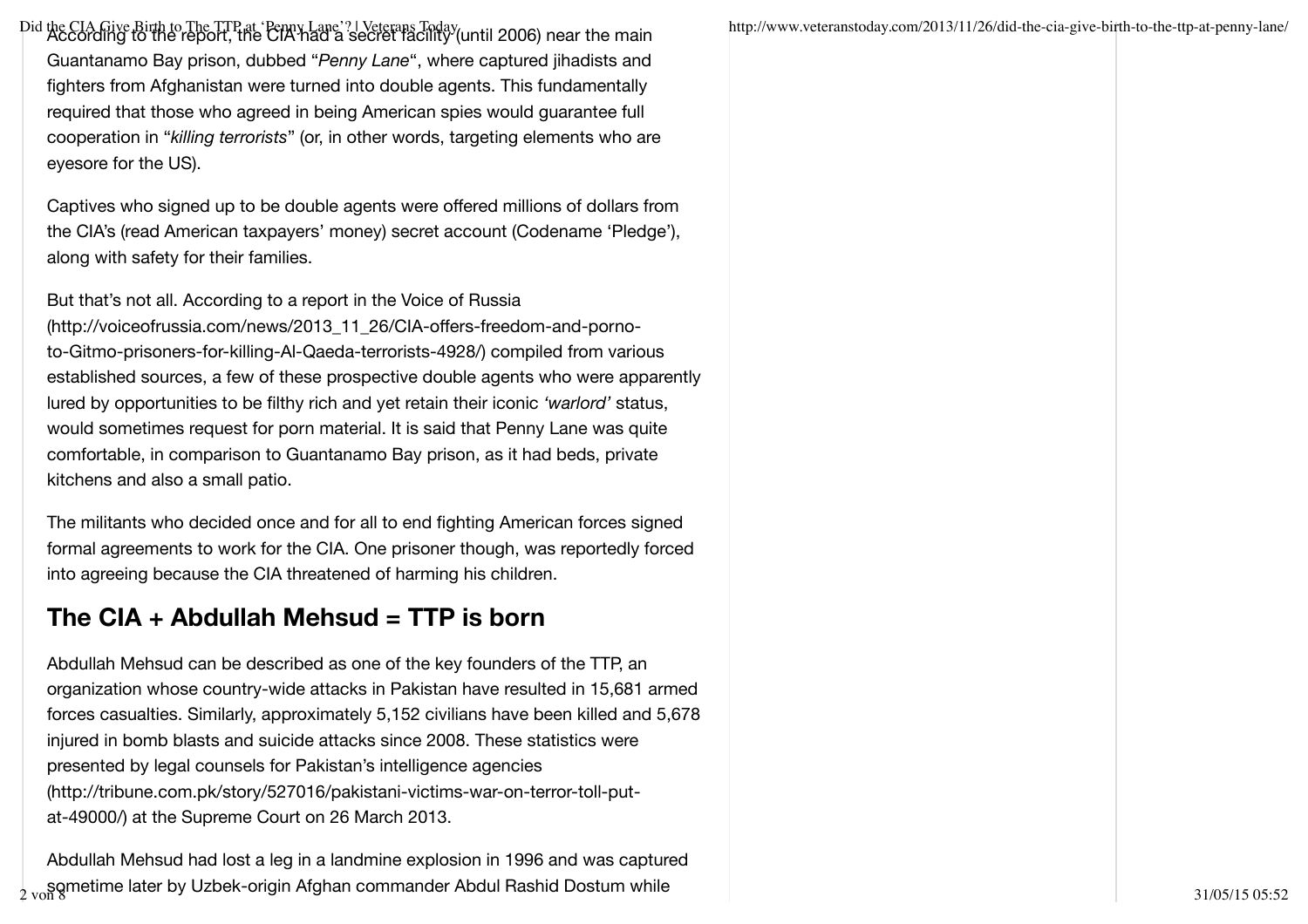According to the report, the CIA had a secret facility (until 2006) near the main Guantanamo Bay prison, dubbed "*Penny Lane*", where captured jihadists and fighters from Afghanistan were turned into double agents. This fundamentally required that those who agreed in being American spies would guarantee full cooperation in "*killing terrorists*" (or, in other words, targeting elements who are eyesore for the US).

Captives who signed up to be double agents were offered millions of dollars from the CIA's (read American taxpayers' money) secret account (Codename 'Pledge'), along with safety for their families.

But that's not all. According to a report in the Voice of Russia (http://voiceofrussia.com/news/2013_11_26/CIA-offers-freedom-and-porno-to-Gitmo-prisoners-for-killing-Al-Qaeda-terrorists-4928/) compiled from various established sources, a few of these prospective double agents who were apparently lured by opportunities to be filthy rich and yet retain their iconic *'warlord'* status, would sometimes request for porn material. It is said that Penny Lane was quite comfortable, in comparison to Guantanamo Bay prison, as it had beds, private kitchens and also a small patio.

The militants who decided once and for all to end fighting American forces signed formal agreements to work for the CIA. One prisoner though, was reportedly forced into agreeing because the CIA threatened of harming his children.

## The CIA + Abdullah Mehsud = TTP is born

Abdullah Mehsud can be described as one of the key founders of the TTP, an organization whose country-wide attacks in Pakistan have resulted in 15,681 armed forces casualties. Similarly, approximately 5,152 civilians have been killed and 5,678 injured in bomb blasts and suicide attacks since 2008. These statistics were presented by legal counsels for Pakistan's intelligence agencies (http://tribune.com.pk/story/527016/pakistani-victims-war-on-terror-toll-put-at-49000/) at the Supreme Court on 26 March 2013.

Abdullah Mehsud had lost a leg in a landmine explosion in 1996 and was captured sometime later by Uzbek-origin Afghan commander Abdul Rashid Dostum while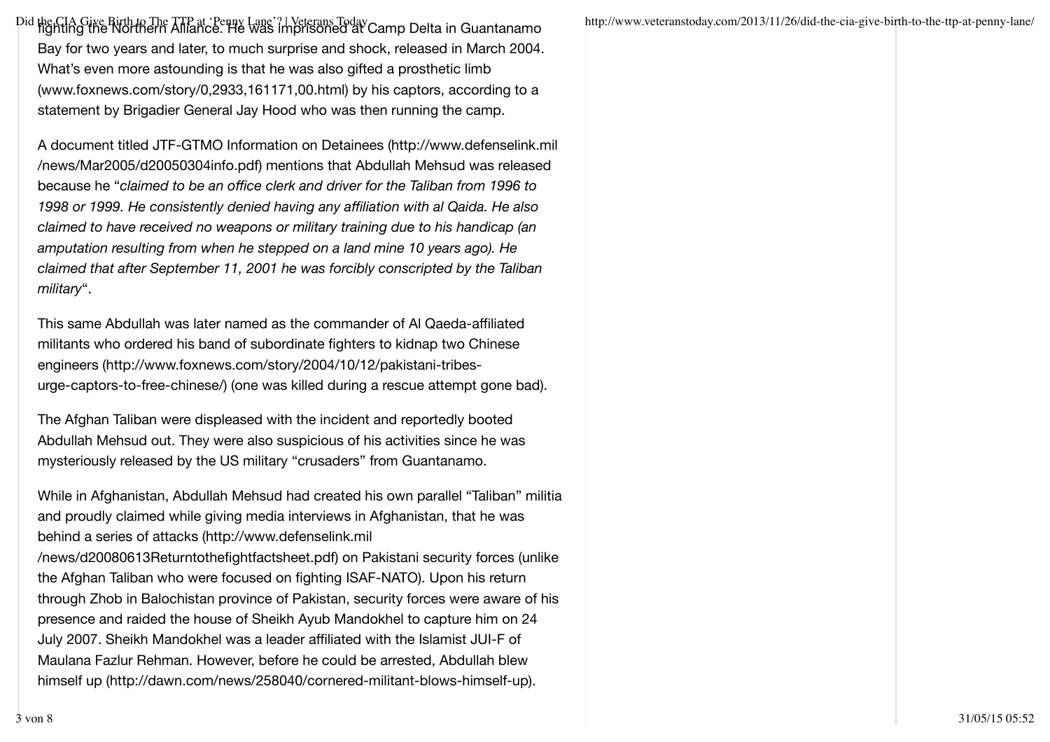fighting the Northern Alliance. He was imprisoned at Camp Delta in Guantanamo Bay for two years and later, to much surprise and shock, released in March 2004. What's even more astounding is that he was also gifted a prosthetic limb (www.foxnews.com/story/0,2933,161171,00.html) by his captors, according to a statement by Brigadier General Jay Hood who was then running the camp.

A document titled JTF-GTMO Information on Detainees (http://www.defenselink.mil/news/Mar2005/d20050304info.pdf) mentions that Abdullah Mehsud was released because he "*claimed to be an office clerk and driver for the Taliban from 1996 to 1998 or 1999. He consistently denied having any affiliation with al Qaida. He also claimed to have received no weapons or military training due to his handicap (an amputation resulting from when he stepped on a land mine 10 years ago). He claimed that after September 11, 2001 he was forcibly conscripted by the Taliban military*".

This same Abdullah was later named as the commander of Al Qaeda-affiliated militants who ordered his band of subordinate fighters to kidnap two Chinese engineers (http://www.foxnews.com/story/2004/10/12/pakistani-tribes-urge-captors-to-free-chinese/) (one was killed during a rescue attempt gone bad).

The Afghan Taliban were displeased with the incident and reportedly booted Abdullah Mehsud out. They were also suspicious of his activities since he was mysteriously released by the US military "crusaders" from Guantanamo.

While in Afghanistan, Abdullah Mehsud had created his own parallel "Taliban" militia and proudly claimed while giving media interviews in Afghanistan, that he was behind a series of attacks (http://www.defenselink.mil/news/d20080613Returntothefightfactsheet.pdf) on Pakistani security forces (unlike the Afghan Taliban who were focused on fighting ISAF-NATO). Upon his return through Zhob in Balochistan province of Pakistan, security forces were aware of his presence and raided the house of Sheikh Ayub Mandokhel to capture him on 24 July 2007. Sheikh Mandokhel was a leader affiliated with the Islamist JUI-F of Maulana Fazlur Rehman. However, before he could be arrested, Abdullah blew himself up (http://dawn.com/news/258040/cornered-militant-blows-himself-up).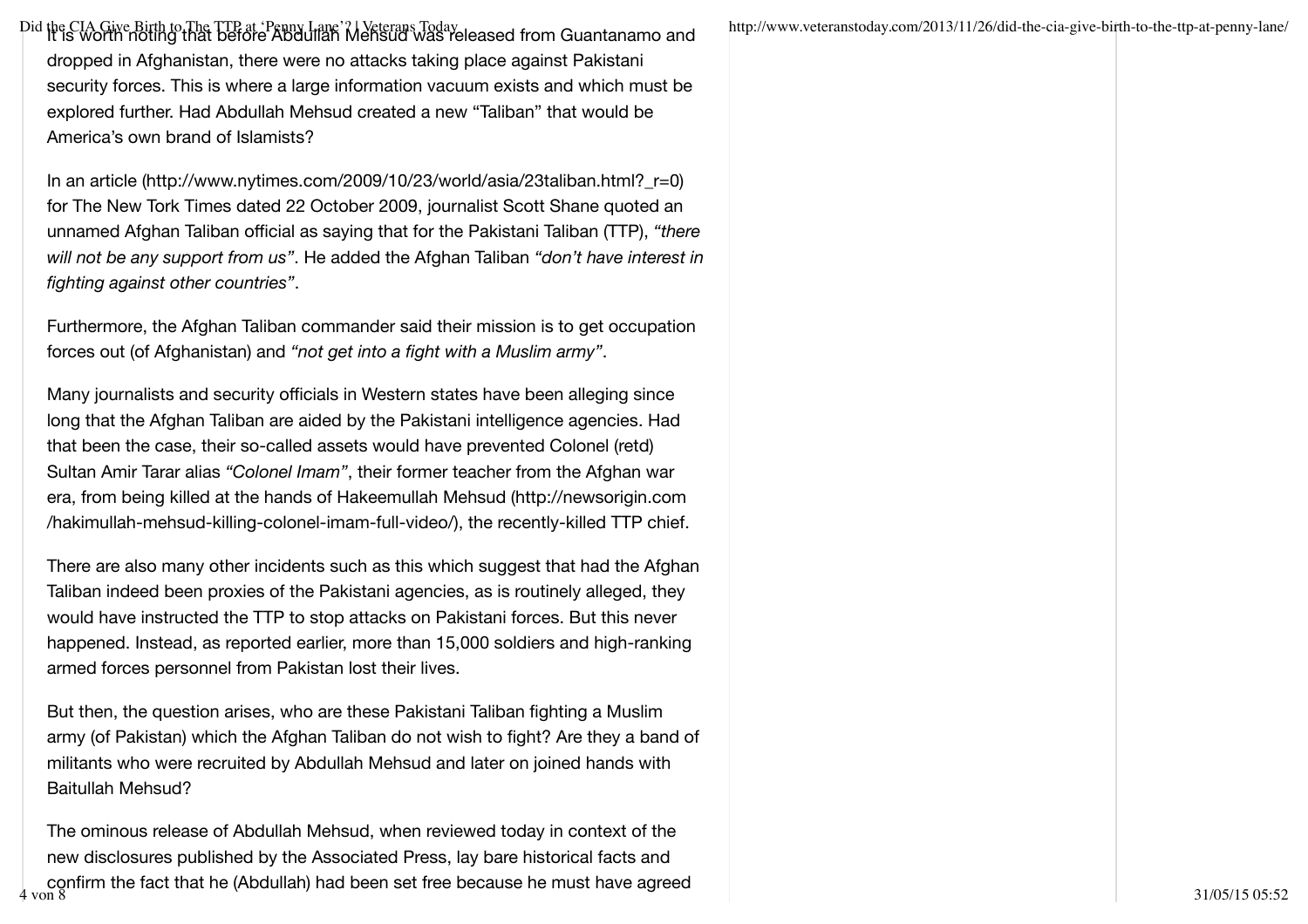It is worth noting that before Abdullah Mehsud was released from Guantanamo and dropped in Afghanistan, there were no attacks taking place against Pakistani security forces. This is where a large information vacuum exists and which must be explored further. Had Abdullah Mehsud created a new "Taliban" that would be America's own brand of Islamists?

In an article (http://www.nytimes.com/2009/10/23/world/asia/23taliban.html?_r=0) for The New Tork Times dated 22 October 2009, journalist Scott Shane quoted an unnamed Afghan Taliban official as saying that for the Pakistani Taliban (TTP), *"there will not be any support from us"*. He added the Afghan Taliban *"don't have interest in fighting against other countries"*.

Furthermore, the Afghan Taliban commander said their mission is to get occupation forces out (of Afghanistan) and *"not get into a fight with a Muslim army"*.

Many journalists and security officials in Western states have been alleging since long that the Afghan Taliban are aided by the Pakistani intelligence agencies. Had that been the case, their so-called assets would have prevented Colonel (retd) Sultan Amir Tarar alias *"Colonel Imam"*, their former teacher from the Afghan war era, from being killed at the hands of Hakeemullah Mehsud (http://newsorigin.com/hakimullah-mehsud-killing-colonel-imam-full-video/), the recently-killed TTP chief.

There are also many other incidents such as this which suggest that had the Afghan Taliban indeed been proxies of the Pakistani agencies, as is routinely alleged, they would have instructed the TTP to stop attacks on Pakistani forces. But this never happened. Instead, as reported earlier, more than 15,000 soldiers and high-ranking armed forces personnel from Pakistan lost their lives.

But then, the question arises, who are these Pakistani Taliban fighting a Muslim army (of Pakistan) which the Afghan Taliban do not wish to fight? Are they a band of militants who were recruited by Abdullah Mehsud and later on joined hands with Baitullah Mehsud?

The ominous release of Abdullah Mehsud, when reviewed today in context of the new disclosures published by the Associated Press, lay bare historical facts and confirm the fact that he (Abdullah) had been set free because he must have agreed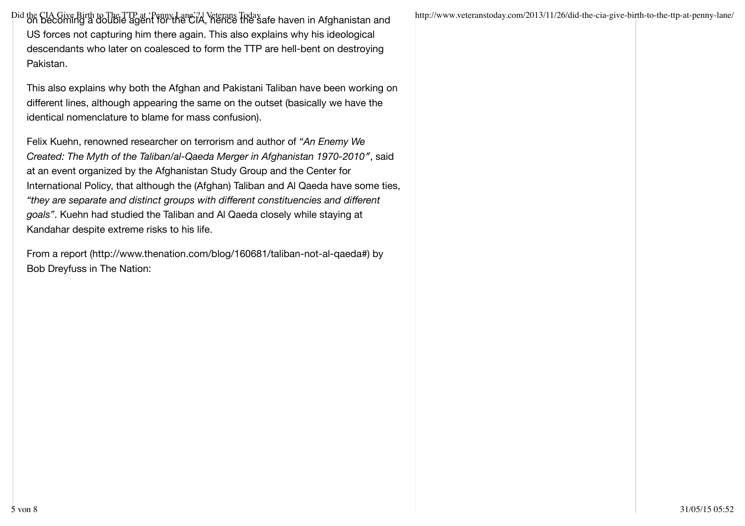on becoming a double agent for the CIA, hence the safe haven in Afghanistan and US forces not capturing him there again. This also explains why his ideological descendants who later on coalesced to form the TTP are hell-bent on destroying Pakistan.

This also explains why both the Afghan and Pakistani Taliban have been working on different lines, although appearing the same on the outset (basically we have the identical nomenclature to blame for mass confusion).

Felix Kuehn, renowned researcher on terrorism and author of *"An Enemy We Created: The Myth of the Taliban/al-Qaeda Merger in Afghanistan 1970-2010"*, said at an event organized by the Afghanistan Study Group and the Center for International Policy, that although the (Afghan) Taliban and Al Qaeda have some ties, *"they are separate and distinct groups with different constituencies and different goals"*. Kuehn had studied the Taliban and Al Qaeda closely while staying at Kandahar despite extreme risks to his life.

From a report (http://www.thenation.com/blog/160681/taliban-not-al-qaeda#) by Bob Dreyfuss in The Nation: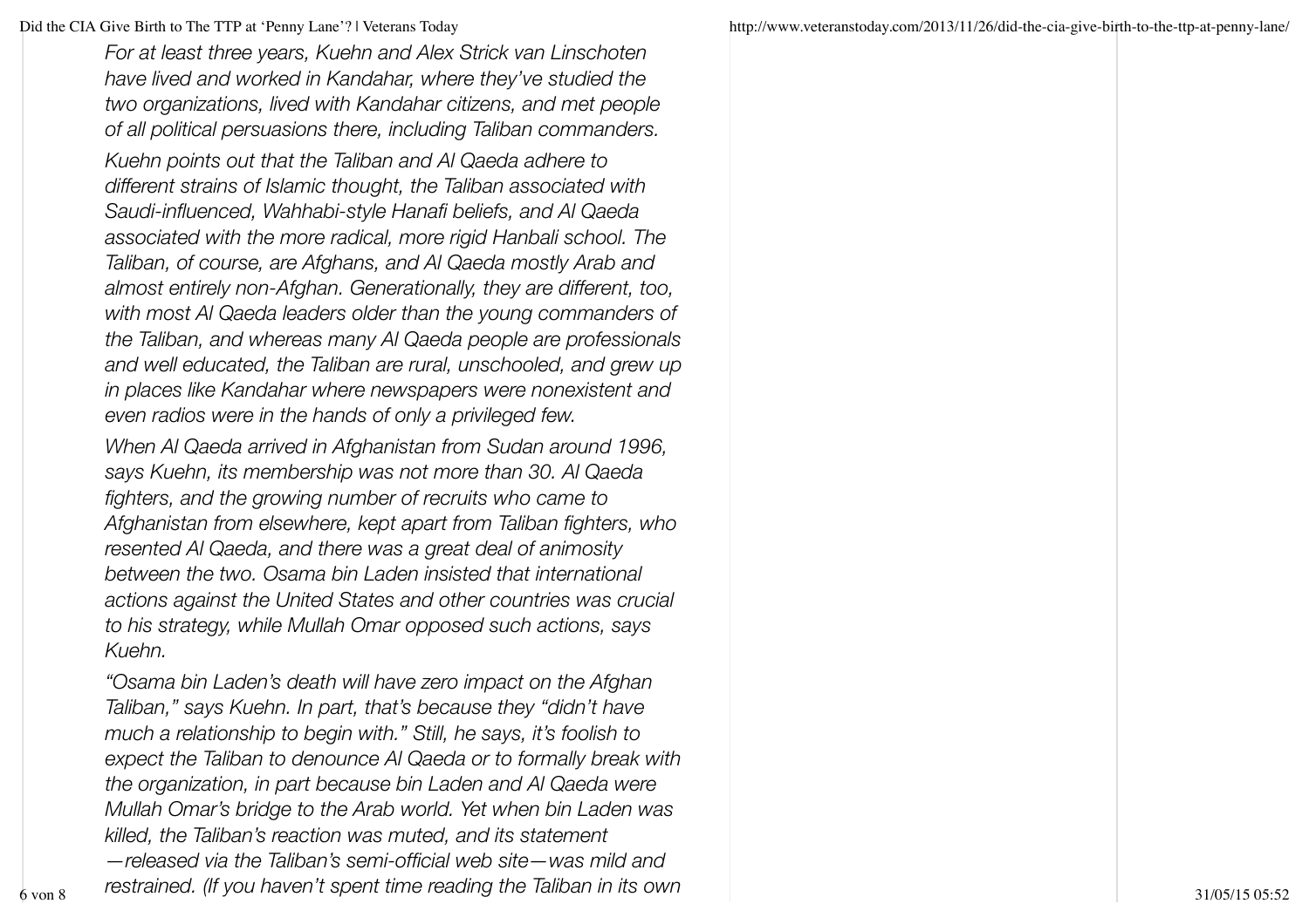*For at least three years, Kuehn and Alex Strick van Linschoten have lived and worked in Kandahar, where they've studied the two organizations, lived with Kandahar citizens, and met people of all political persuasions there, including Taliban commanders.*

*Kuehn points out that the Taliban and Al Qaeda adhere to different strains of Islamic thought, the Taliban associated with Saudi-influenced, Wahhabi-style Hanafi beliefs, and Al Qaeda associated with the more radical, more rigid Hanbali school. The Taliban, of course, are Afghans, and Al Qaeda mostly Arab and almost entirely non-Afghan. Generationally, they are different, too, with most Al Qaeda leaders older than the young commanders of the Taliban, and whereas many Al Qaeda people are professionals and well educated, the Taliban are rural, unschooled, and grew up in places like Kandahar where newspapers were nonexistent and even radios were in the hands of only a privileged few.*

*When Al Qaeda arrived in Afghanistan from Sudan around 1996, says Kuehn, its membership was not more than 30. Al Qaeda fighters, and the growing number of recruits who came to Afghanistan from elsewhere, kept apart from Taliban fighters, who resented Al Qaeda, and there was a great deal of animosity between the two. Osama bin Laden insisted that international actions against the United States and other countries was crucial to his strategy, while Mullah Omar opposed such actions, says Kuehn.*

*"Osama bin Laden's death will have zero impact on the Afghan Taliban," says Kuehn. In part, that's because they "didn't have much a relationship to begin with." Still, he says, it's foolish to expect the Taliban to denounce Al Qaeda or to formally break with the organization, in part because bin Laden and Al Qaeda were Mullah Omar's bridge to the Arab world. Yet when bin Laden was killed, the Taliban's reaction was muted, and its statement —released via the Taliban's semi-official web site—was mild and restrained. (If you haven't spent time reading the Taliban in its own*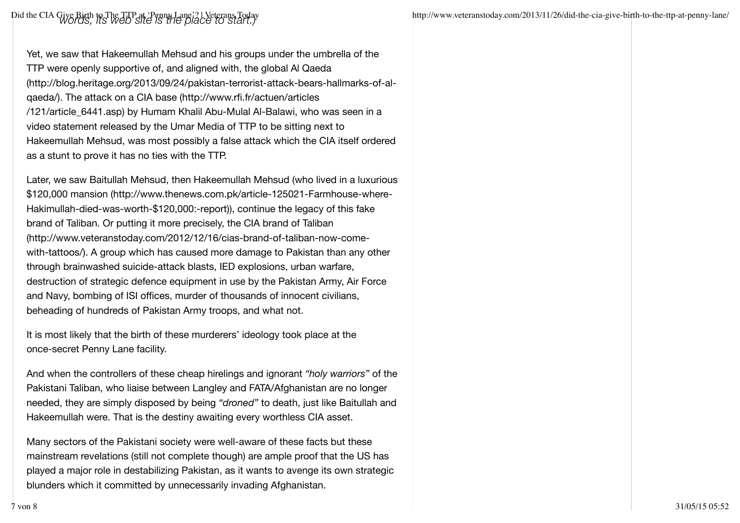*words, its web site is the place to start.)*

Yet, we saw that Hakeemullah Mehsud and his groups under the umbrella of the TTP were openly supportive of, and aligned with, the global Al Qaeda (http://blog.heritage.org/2013/09/24/pakistan-terrorist-attack-bears-hallmarks-of-al-qaeda/). The attack on a CIA base (http://www.rfi.fr/actuen/articles/121/article_6441.asp) by Humam Khalil Abu-Mulal Al-Balawi, who was seen in a video statement released by the Umar Media of TTP to be sitting next to Hakeemullah Mehsud, was most possibly a false attack which the CIA itself ordered as a stunt to prove it has no ties with the TTP.

Later, we saw Baitullah Mehsud, then Hakeemullah Mehsud (who lived in a luxurious $120,000 mansion (http://www.thenews.com.pk/article-125021-Farmhouse-where-Hakimullah-died-was-worth-$120,000:-report)), continue the legacy of this fake brand of Taliban. Or putting it more precisely, the CIA brand of Taliban (http://www.veteranstoday.com/2012/12/16/cias-brand-of-taliban-now-come-with-tattoos/). A group which has caused more damage to Pakistan than any other through brainwashed suicide-attack blasts, IED explosions, urban warfare, destruction of strategic defence equipment in use by the Pakistan Army, Air Force and Navy, bombing of ISI offices, murder of thousands of innocent civilians, beheading of hundreds of Pakistan Army troops, and what not.

It is most likely that the birth of these murderers' ideology took place at the once-secret Penny Lane facility.

And when the controllers of these cheap hirelings and ignorant *"holy warriors"* of the Pakistani Taliban, who liaise between Langley and FATA/Afghanistan are no longer needed, they are simply disposed by being *"droned"* to death, just like Baitullah and Hakeemullah were. That is the destiny awaiting every worthless CIA asset.

Many sectors of the Pakistani society were well-aware of these facts but these mainstream revelations (still not complete though) are ample proof that the US has played a major role in destabilizing Pakistan, as it wants to avenge its own strategic blunders which it committed by unnecessarily invading Afghanistan.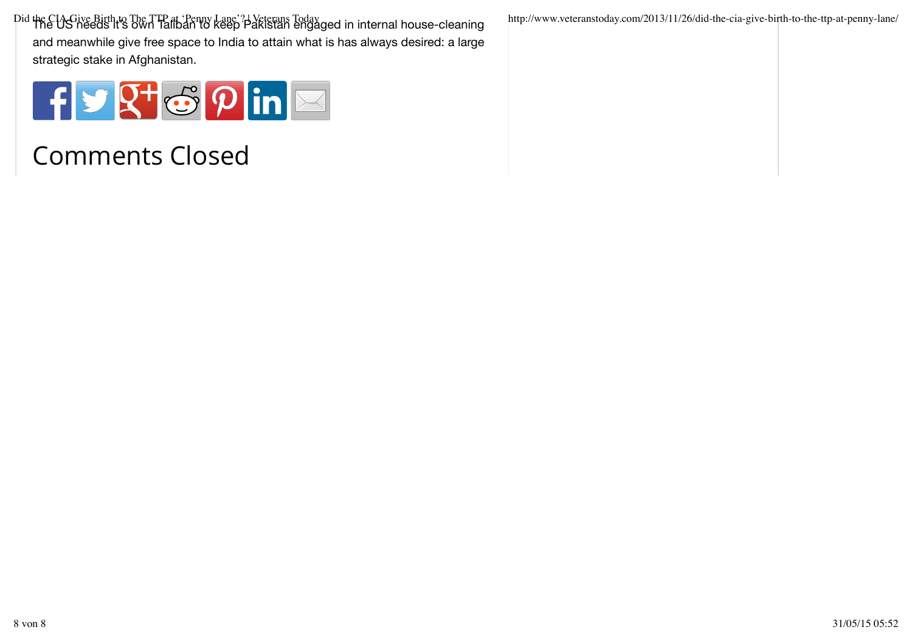The US needs it's own Taliban to keep Pakistan engaged in internal house-cleaning and meanwhile give free space to India to attain what is has always desired: a large strategic stake in Afghanistan.

## Comments Closed